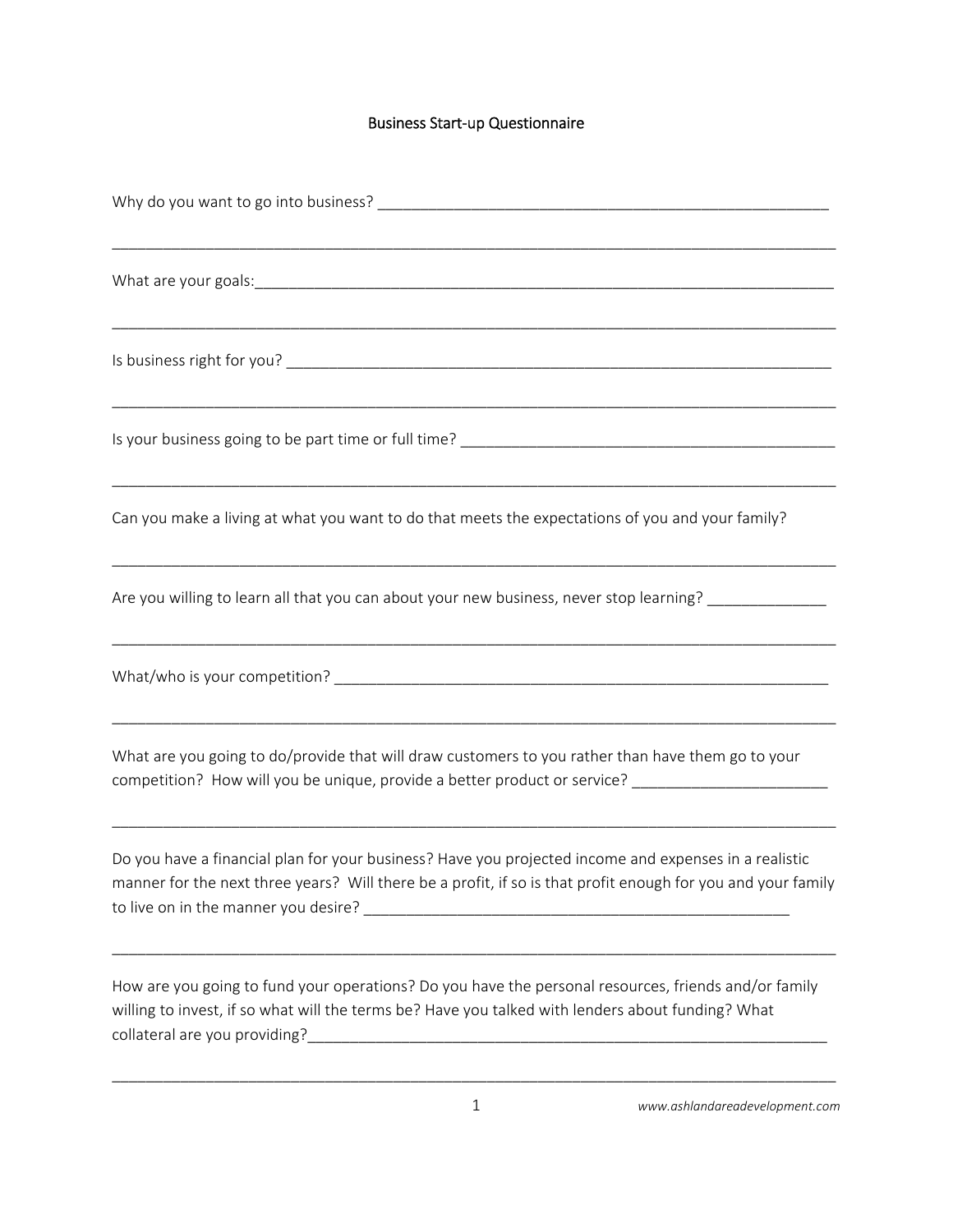# Business Start-up Questionnaire

Why do you want to go into business? _______________________________________________________

_____________________________________________________________________________________

What are your goals:_________________________________________________________________

_____________________________________________________________________________________

Is business right for you? ______________________________________________________________

_____________________________________________________________________________________

Is your business going to be part time or full time? _________________________________________

_____________________________________________________________________________________

Can you make a living at what you want to do that meets the expectations of you and your family?

_____________________________________________________________________________________

Are you willing to learn all that you can about your new business, never stop learning? ______________

_____________________________________________________________________________________

What/who is your competition? __________________________________________________________

_____________________________________________________________________________________

What are you going to do/provide that will draw customers to you rather than have them go to your competition? How will you be unique, provide a better product or service? _______________________

_____________________________________________________________________________________

Do you have a financial plan for your business? Have you projected income and expenses in a realistic manner for the next three years? Will there be a profit, if so is that profit enough for you and your family to live on in the manner you desire? _____________________________________________________

_____________________________________________________________________________________

How are you going to fund your operations? Do you have the personal resources, friends and/or family willing to invest, if so what will the terms be? Have you talked with lenders about funding? What collateral are you providing?_________________________________________________________________

_____________________________________________________________________________________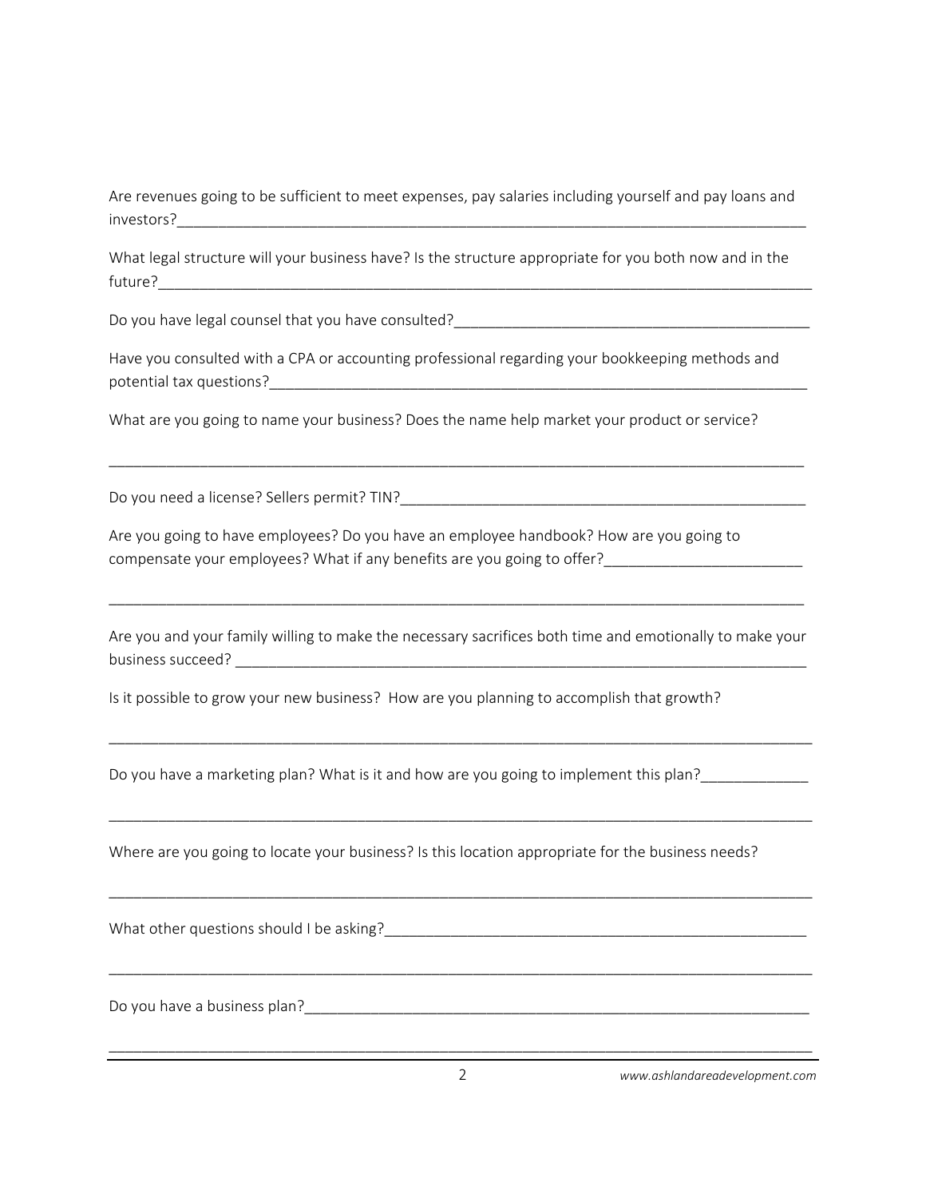Are revenues going to be sufficient to meet expenses, pay salaries including yourself and pay loans and investors?______________________________________________________________________________

What legal structure will your business have? Is the structure appropriate for you both now and in the future?________________________________________________________________________________

Do you have legal counsel that you have consulted?_____________________________________________

Have you consulted with a CPA or accounting professional regarding your bookkeeping methods and potential tax questions?__________________________________________________________________

What are you going to name your business? Does the name help market your product or service?

_____________________________________________________________________________________

Do you need a license? Sellers permit? TIN?____________________________________________________

Are you going to have employees? Do you have an employee handbook? How are you going to compensate your employees? What if any benefits are you going to offer?________________________

_____________________________________________________________________________________

Are you and your family willing to make the necessary sacrifices both time and emotionally to make your business succeed? _____________________________________________________________________

Is it possible to grow your new business? How are you planning to accomplish that growth?

_____________________________________________________________________________________

Do you have a marketing plan? What is it and how are you going to implement this plan?_____________

_____________________________________________________________________________________

Where are you going to locate your business? Is this location appropriate for the business needs?

_____________________________________________________________________________________

What other questions should I be asking?_____________________________________________________

_____________________________________________________________________________________

Do you have a business plan?______________________________________________________________

_____________________________________________________________________________________

www.ashlandareadevelopment.com